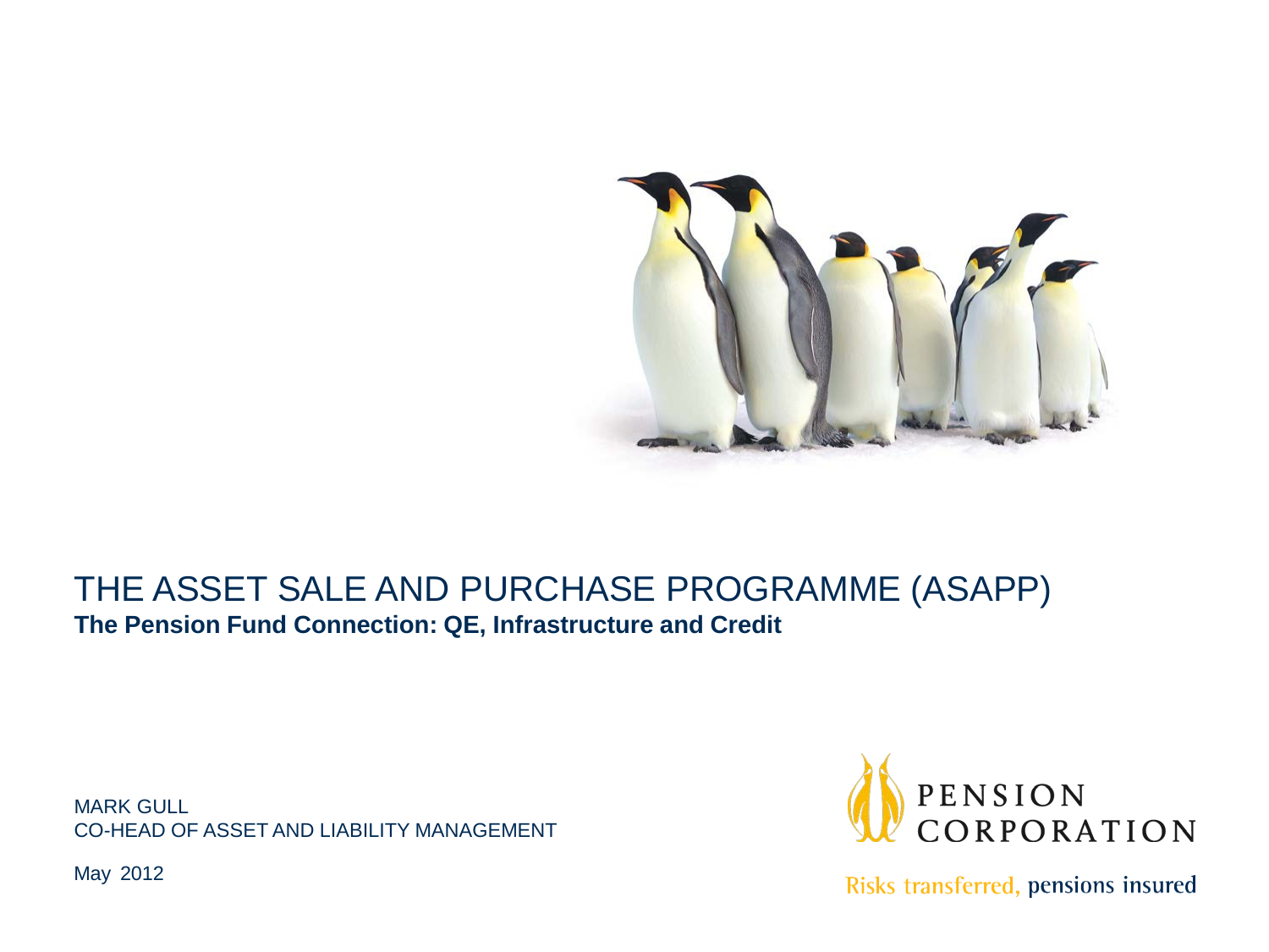# THE ASSET SALE AND PURCHASE PROGRAMME (ASAPP)

**The Pension Fund Connection: QE, Infrastructure and Credit**

MARK GULL
CO-HEAD OF ASSET AND LIABILITY MANAGEMENT

May 2012

PENSION CORPORATION

Risks transferred, pensions insured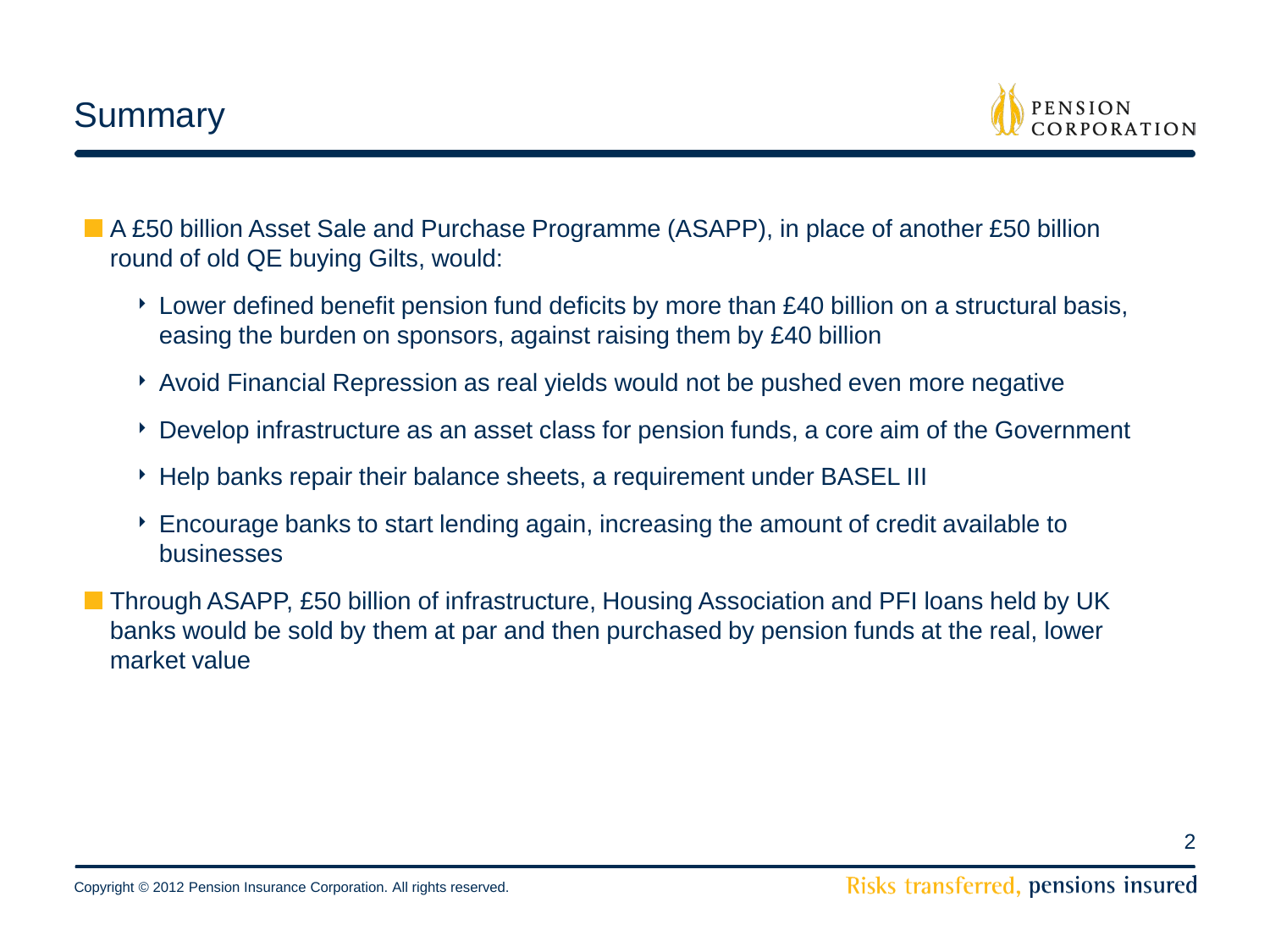# Summary

- A £50 billion Asset Sale and Purchase Programme (ASAPP), in place of another £50 billion round of old QE buying Gilts, would:
  - Lower defined benefit pension fund deficits by more than £40 billion on a structural basis, easing the burden on sponsors, against raising them by £40 billion
  - Avoid Financial Repression as real yields would not be pushed even more negative
  - Develop infrastructure as an asset class for pension funds, a core aim of the Government
  - Help banks repair their balance sheets, a requirement under BASEL III
  - Encourage banks to start lending again, increasing the amount of credit available to businesses
- Through ASAPP, £50 billion of infrastructure, Housing Association and PFI loans held by UK banks would be sold by them at par and then purchased by pension funds at the real, lower market value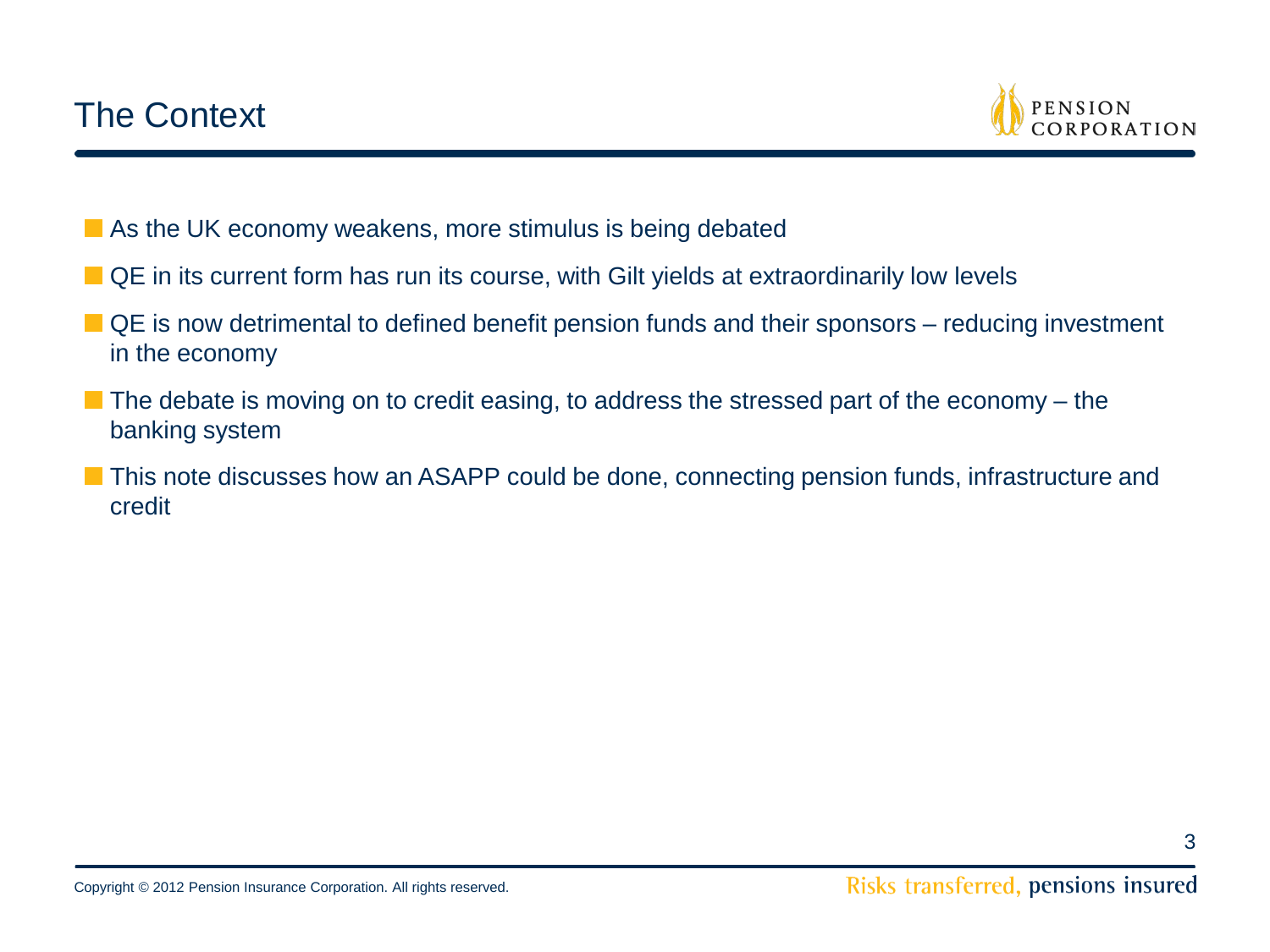# The Context

- As the UK economy weakens, more stimulus is being debated
- QE in its current form has run its course, with Gilt yields at extraordinarily low levels
- QE is now detrimental to defined benefit pension funds and their sponsors – reducing investment in the economy
- The debate is moving on to credit easing, to address the stressed part of the economy – the banking system
- This note discusses how an ASAPP could be done, connecting pension funds, infrastructure and credit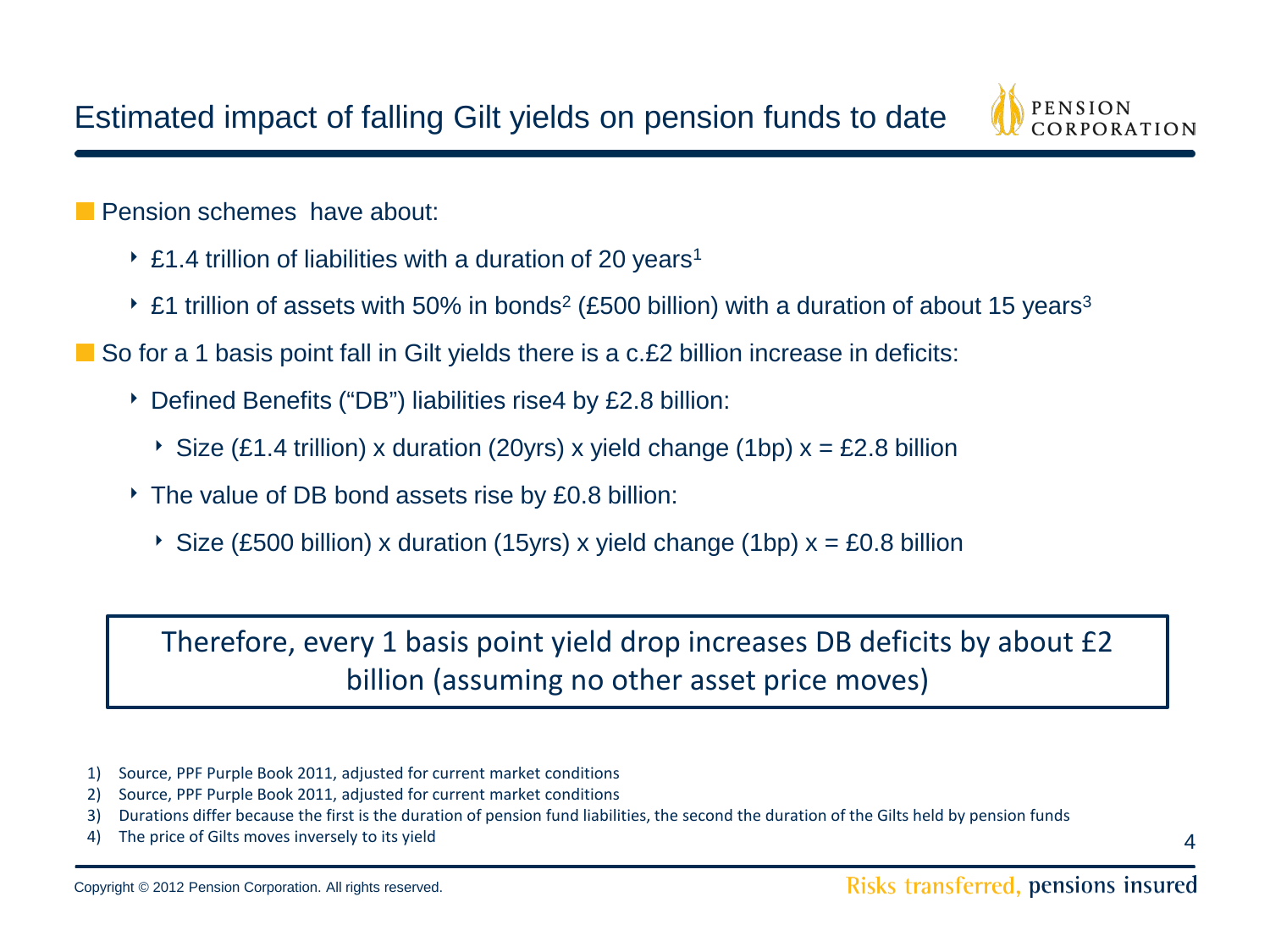# Estimated impact of falling Gilt yields on pension funds to date

- Pension schemes have about:
  - £1.4 trillion of liabilities with a duration of 20 years[1]
  - £1 trillion of assets with 50% in bonds[2] (£500 billion) with a duration of about 15 years[3]
- So for a 1 basis point fall in Gilt yields there is a c.£2 billion increase in deficits:
  - Defined Benefits ("DB") liabilities rise4 by £2.8 billion:
    - Size (£1.4 trillion) x duration (20yrs) x yield change (1bp) x = £2.8 billion
  - The value of DB bond assets rise by £0.8 billion:
    - Size (£500 billion) x duration (15yrs) x yield change (1bp) x = £0.8 billion

> Therefore, every 1 basis point yield drop increases DB deficits by about £2 billion (assuming no other asset price moves)

1) Source, PPF Purple Book 2011, adjusted for current market conditions
2) Source, PPF Purple Book 2011, adjusted for current market conditions
3) Durations differ because the first is the duration of pension fund liabilities, the second the duration of the Gilts held by pension funds
4) The price of Gilts moves inversely to its yield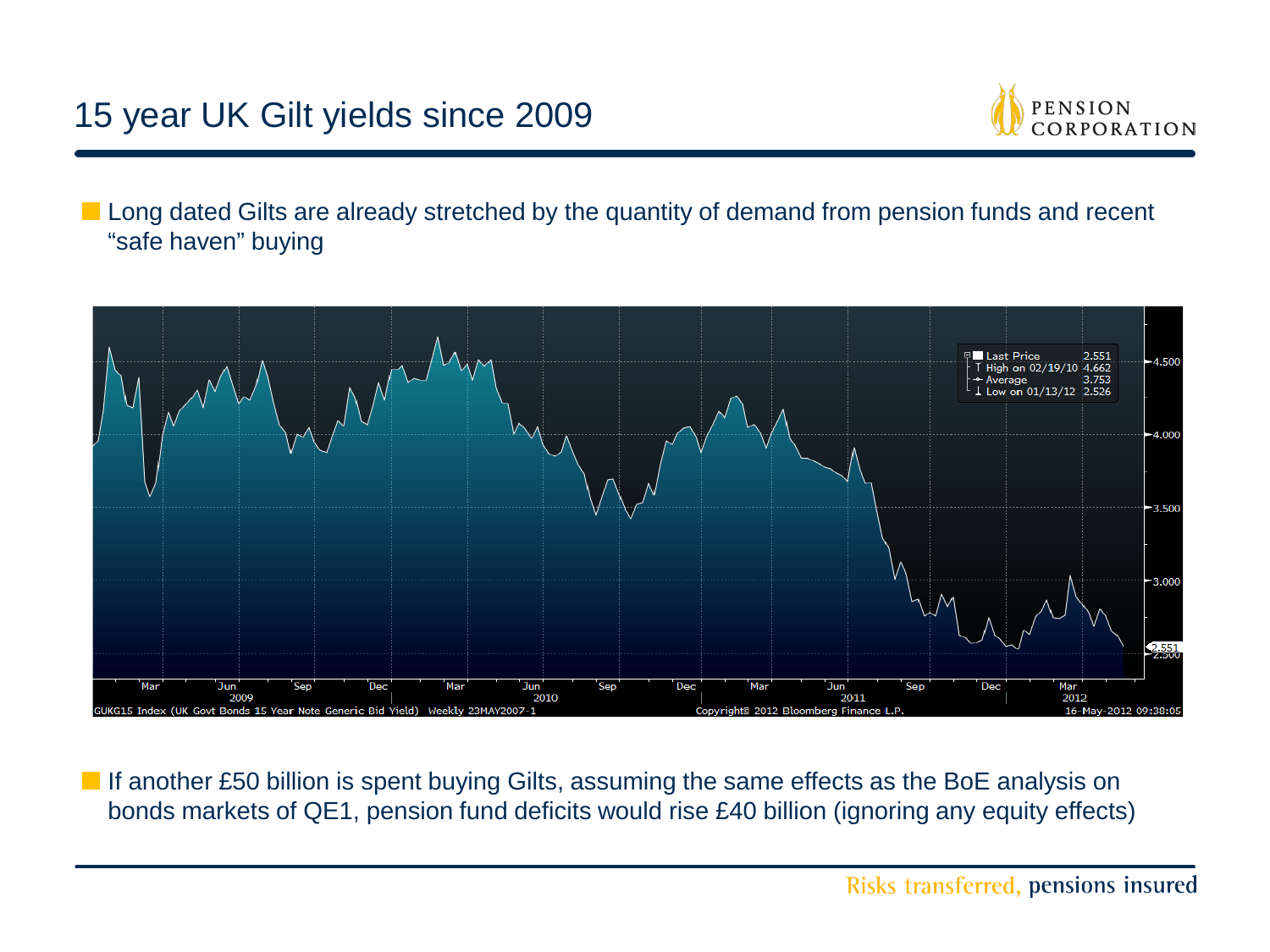# 15 year UK Gilt yields since 2009

- Long dated Gilts are already stretched by the quantity of demand from pension funds and recent “safe haven” buying

- If another £50 billion is spent buying Gilts, assuming the same effects as the BoE analysis on bonds markets of QE1, pension fund deficits would rise £40 billion (ignoring any equity effects)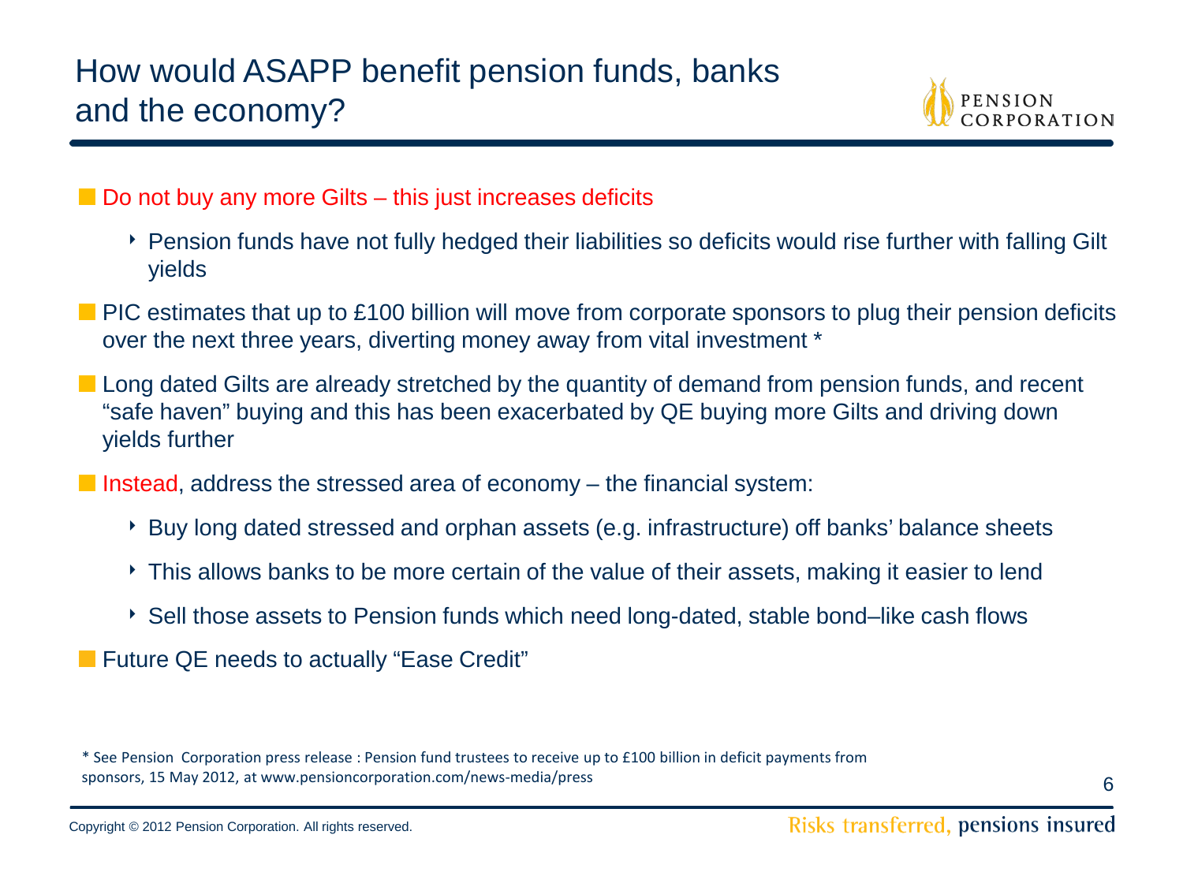# How would ASAPP benefit pension funds, banks and the economy?

- Do not buy any more Gilts – this just increases deficits
  - Pension funds have not fully hedged their liabilities so deficits would rise further with falling Gilt yields
- PIC estimates that up to £100 billion will move from corporate sponsors to plug their pension deficits over the next three years, diverting money away from vital investment *
- Long dated Gilts are already stretched by the quantity of demand from pension funds, and recent "safe haven" buying and this has been exacerbated by QE buying more Gilts and driving down yields further
- Instead, address the stressed area of economy – the financial system:
  - Buy long dated stressed and orphan assets (e.g. infrastructure) off banks' balance sheets
  - This allows banks to be more certain of the value of their assets, making it easier to lend
  - Sell those assets to Pension funds which need long-dated, stable bond–like cash flows
- Future QE needs to actually "Ease Credit"

* See Pension Corporation press release : Pension fund trustees to receive up to £100 billion in deficit payments from sponsors, 15 May 2012, at www.pensioncorporation.com/news-media/press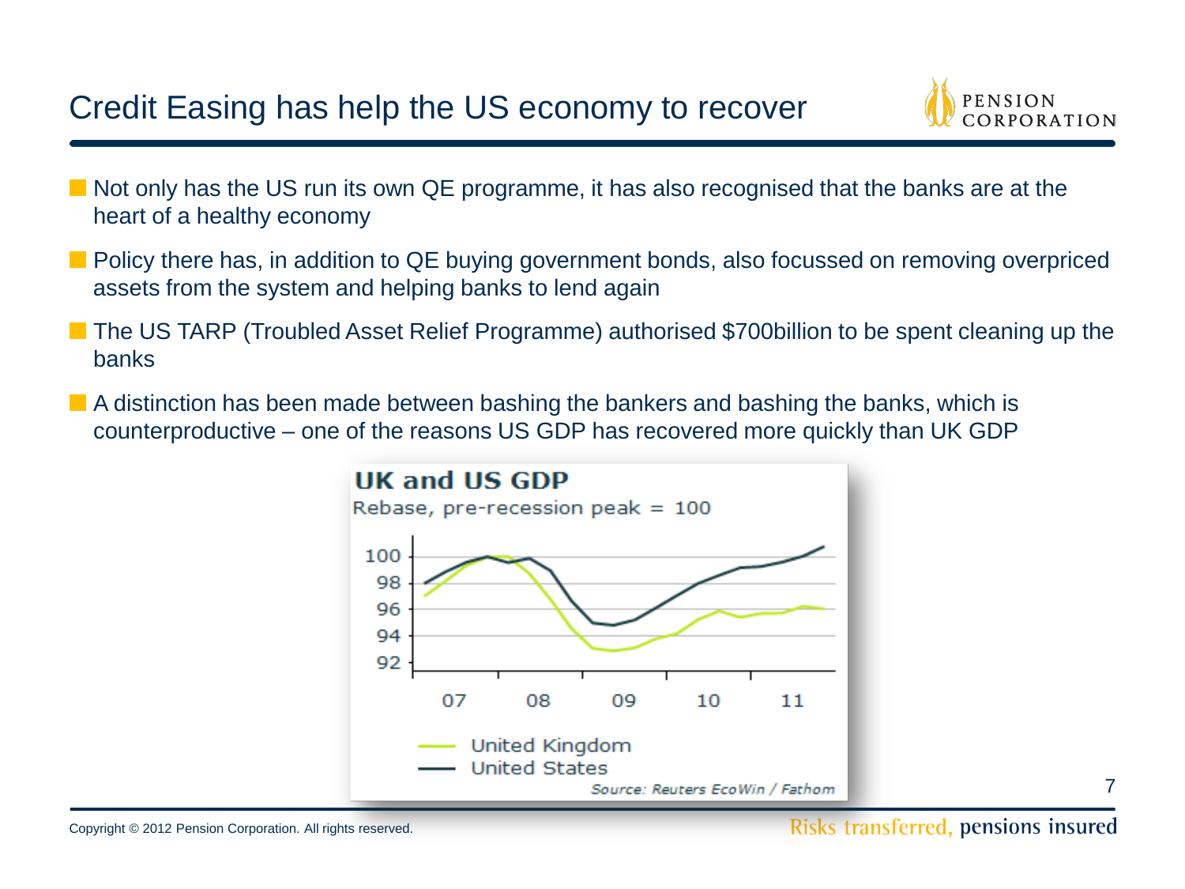# Credit Easing has help the US economy to recover

- Not only has the US run its own QE programme, it has also recognised that the banks are at the heart of a healthy economy
- Policy there has, in addition to QE buying government bonds, also focussed on removing overpriced assets from the system and helping banks to lend again
- The US TARP (Troubled Asset Relief Programme) authorised $700billion to be spent cleaning up the banks
- A distinction has been made between bashing the bankers and bashing the banks, which is counterproductive – one of the reasons US GDP has recovered more quickly than UK GDP

**UK and US GDP**

Rebase, pre-recession peak = 100

United Kingdom
United States

*Source: Reuters EcoWin / Fathom*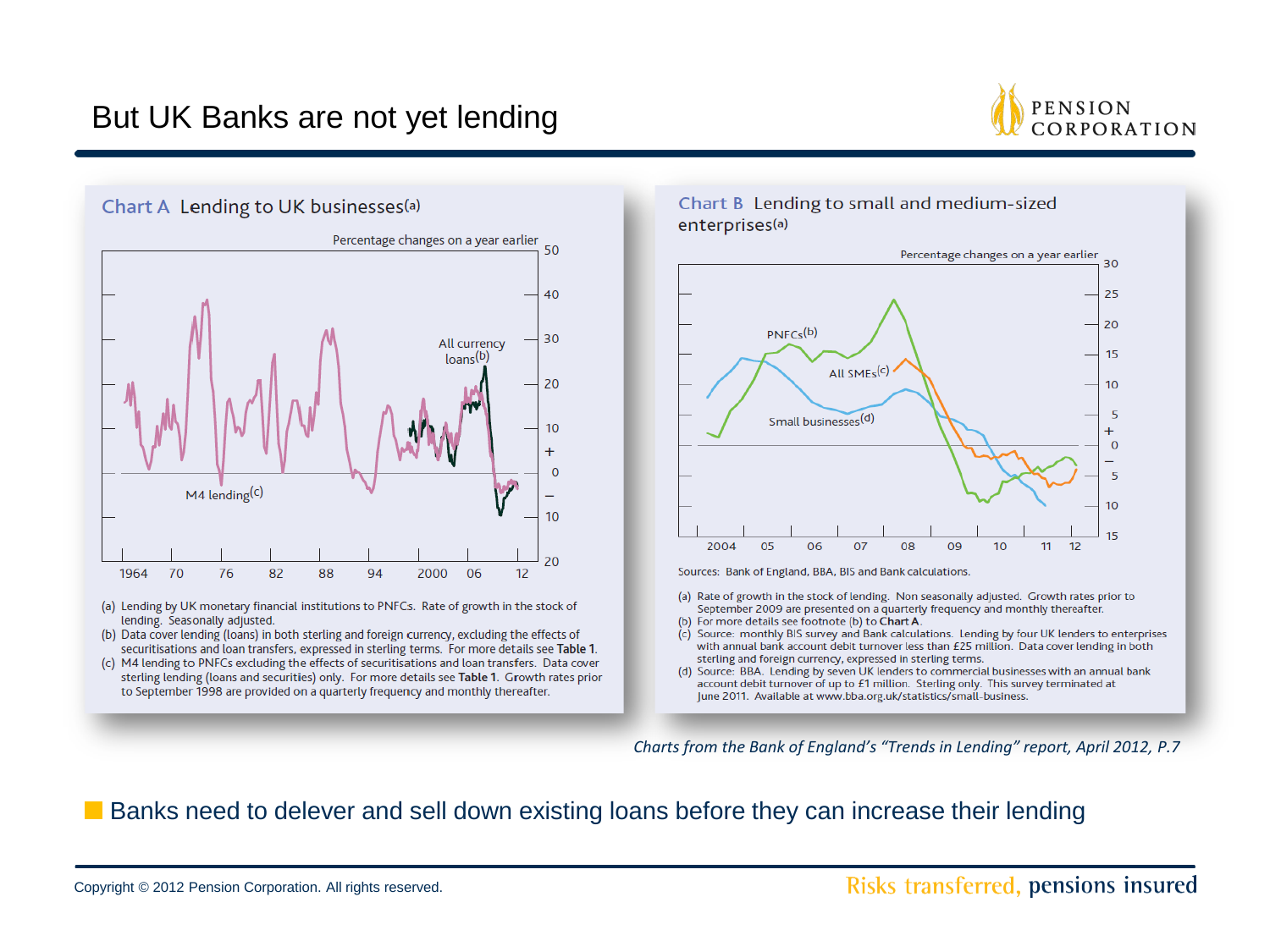# But UK Banks are not yet lending

## Chart A Lending to UK businesses[a]

Percentage changes on a year earlier

All currency loans[b]

M4 lending[c]

(a) Lending by UK monetary financial institutions to PNFCs. Rate of growth in the stock of lending. Seasonally adjusted.
(b) Data cover lending (loans) in both sterling and foreign currency, excluding the effects of securitisations and loan transfers, expressed in sterling terms. For more details see **Table 1**.
(c) M4 lending to PNFCs excluding the effects of securitisations and loan transfers. Data cover sterling lending (loans and securities) only. For more details see **Table 1**. Growth rates prior to September 1998 are provided on a quarterly frequency and monthly thereafter.

## Chart B Lending to small and medium-sized enterprises[a]

Percentage changes on a year earlier

PNFCs[b]

All SMEs[c]

Small businesses[d]

Sources: Bank of England, BBA, BIS and Bank calculations.

(a) Rate of growth in the stock of lending. Non seasonally adjusted. Growth rates prior to September 2009 are presented on a quarterly frequency and monthly thereafter.
(b) For more details see footnote (b) to **Chart A**.
(c) Source: monthly BIS survey and Bank calculations. Lending by four UK lenders to enterprises with annual bank account debit turnover less than £25 million. Data cover lending in both sterling and foreign currency, expressed in sterling terms.
(d) Source: BBA. Lending by seven UK lenders to commercial businesses with an annual bank account debit turnover of up to £1 million. Sterling only. This survey terminated at June 2011. Available at www.bba.org.uk/statistics/small-business.

*Charts from the Bank of England's "Trends in Lending" report, April 2012, P.7*

- Banks need to delever and sell down existing loans before they can increase their lending

Copyright © 2012 Pension Corporation. All rights reserved.

Risks transferred, pensions insured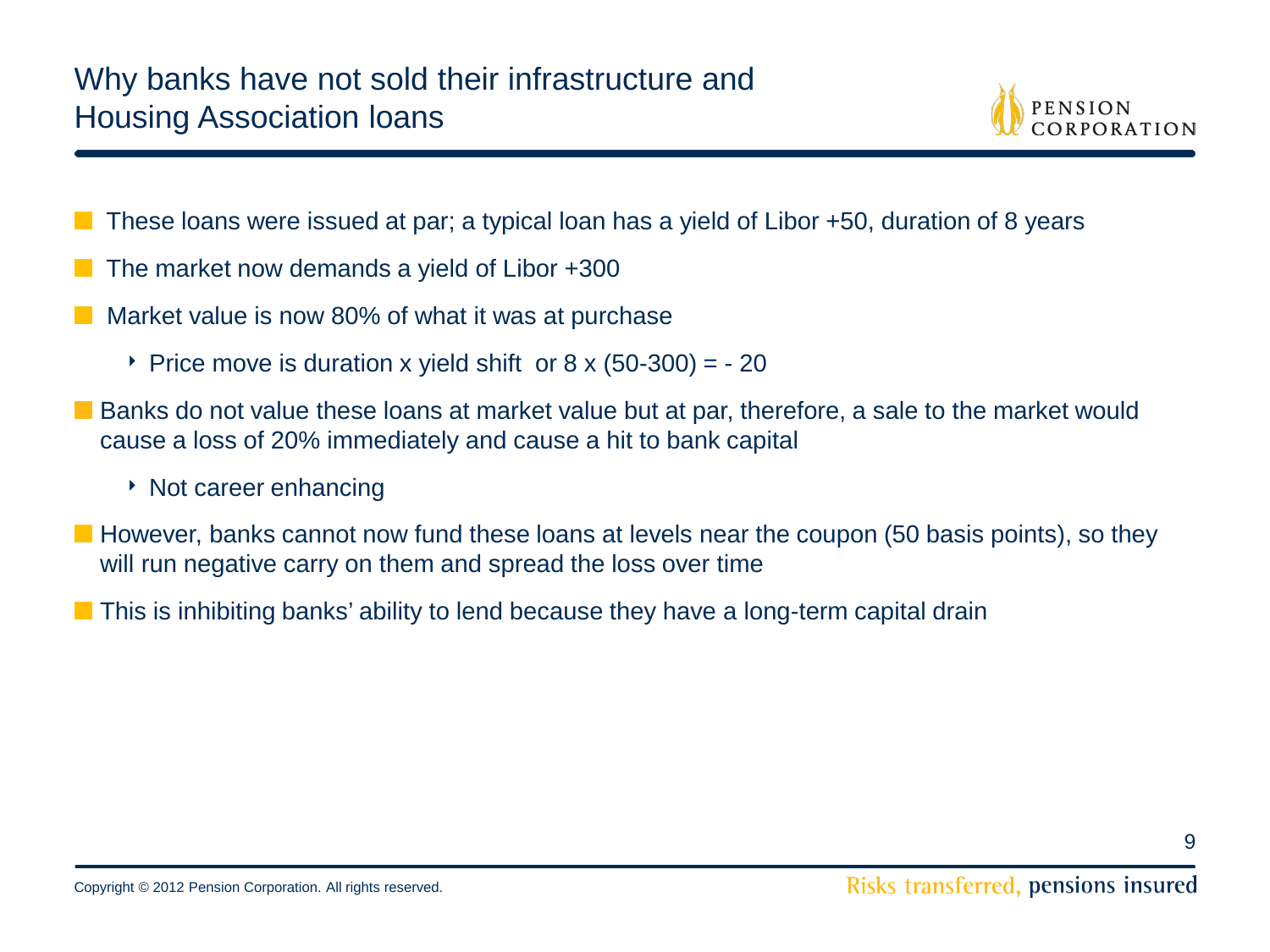# Why banks have not sold their infrastructure and Housing Association loans

- These loans were issued at par; a typical loan has a yield of Libor +50, duration of 8 years
- The market now demands a yield of Libor +300
- Market value is now 80% of what it was at purchase
  - Price move is duration x yield shift or 8 x (50-300) = - 20
- Banks do not value these loans at market value but at par, therefore, a sale to the market would cause a loss of 20% immediately and cause a hit to bank capital
  - Not career enhancing
- However, banks cannot now fund these loans at levels near the coupon (50 basis points), so they will run negative carry on them and spread the loss over time
- This is inhibiting banks' ability to lend because they have a long-term capital drain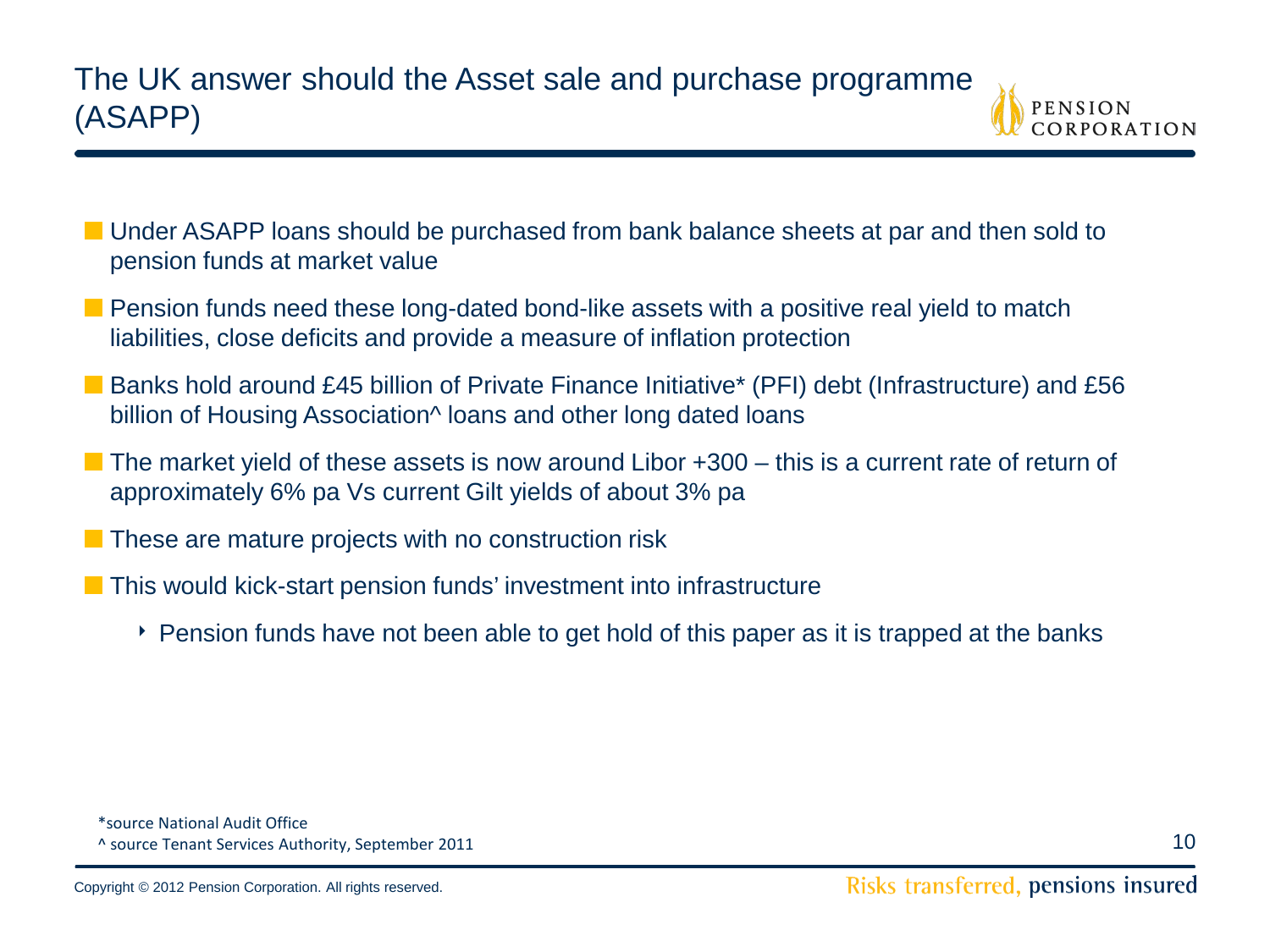# The UK answer should the Asset sale and purchase programme (ASAPP)

- Under ASAPP loans should be purchased from bank balance sheets at par and then sold to pension funds at market value
- Pension funds need these long-dated bond-like assets with a positive real yield to match liabilities, close deficits and provide a measure of inflation protection
- Banks hold around £45 billion of Private Finance Initiative* (PFI) debt (Infrastructure) and £56 billion of Housing Association^ loans and other long dated loans
- The market yield of these assets is now around Libor +300 – this is a current rate of return of approximately 6% pa Vs current Gilt yields of about 3% pa
- These are mature projects with no construction risk
- This would kick-start pension funds' investment into infrastructure
  - Pension funds have not been able to get hold of this paper as it is trapped at the banks

*source National Audit Office
^ source Tenant Services Authority, September 2011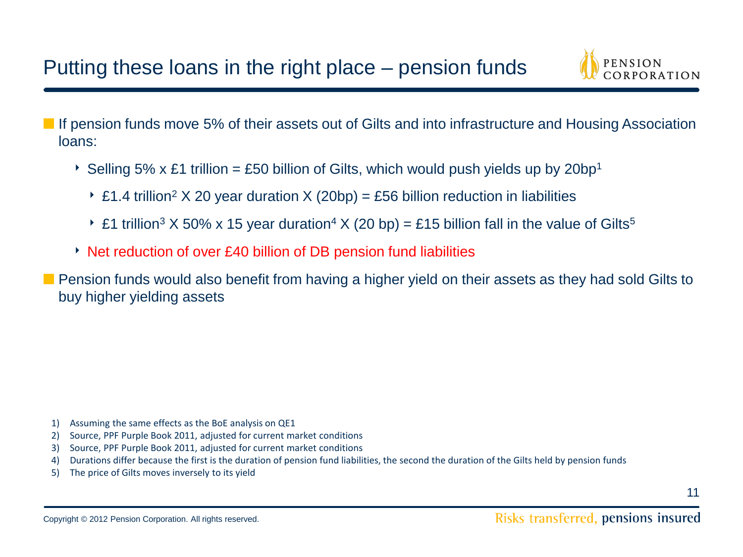# Putting these loans in the right place – pension funds

- If pension funds move 5% of their assets out of Gilts and into infrastructure and Housing Association loans:
  - Selling 5% x £1 trillion = £50 billion of Gilts, which would push yields up by 20bp[1]
    - £1.4 trillion[2] X 20 year duration X (20bp) = £56 billion reduction in liabilities
    - £1 trillion[3] X 50% x 15 year duration[4] X (20 bp) = £15 billion fall in the value of Gilts[5]
  - Net reduction of over £40 billion of DB pension fund liabilities
- Pension funds would also benefit from having a higher yield on their assets as they had sold Gilts to buy higher yielding assets

1) Assuming the same effects as the BoE analysis on QE1
2) Source, PPF Purple Book 2011, adjusted for current market conditions
3) Source, PPF Purple Book 2011, adjusted for current market conditions
4) Durations differ because the first is the duration of pension fund liabilities, the second the duration of the Gilts held by pension funds
5) The price of Gilts moves inversely to its yield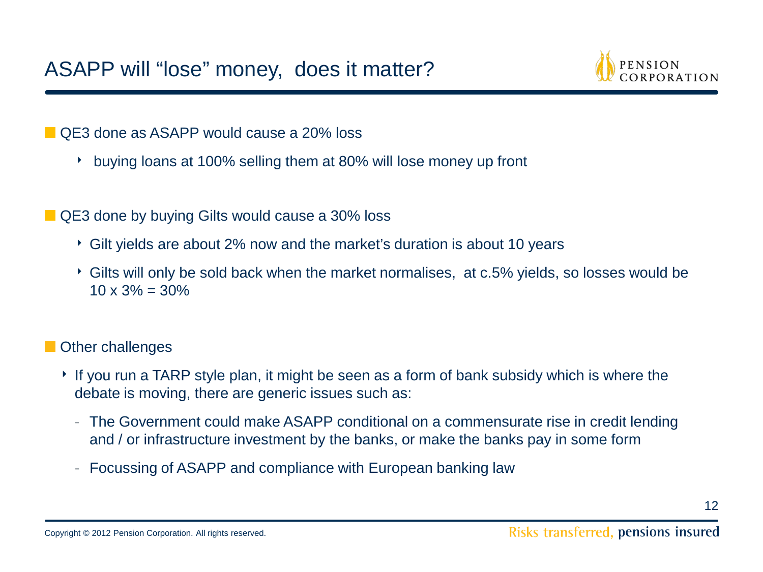# ASAPP will "lose" money, does it matter?

- QE3 done as ASAPP would cause a 20% loss
  - buying loans at 100% selling them at 80% will lose money up front

- QE3 done by buying Gilts would cause a 30% loss
  - Gilt yields are about 2% now and the market's duration is about 10 years
  - Gilts will only be sold back when the market normalises, at c.5% yields, so losses would be 10 x 3% = 30%

- Other challenges
  - If you run a TARP style plan, it might be seen as a form of bank subsidy which is where the debate is moving, there are generic issues such as:
    - The Government could make ASAPP conditional on a commensurate rise in credit lending and / or infrastructure investment by the banks, or make the banks pay in some form
    - Focussing of ASAPP and compliance with European banking law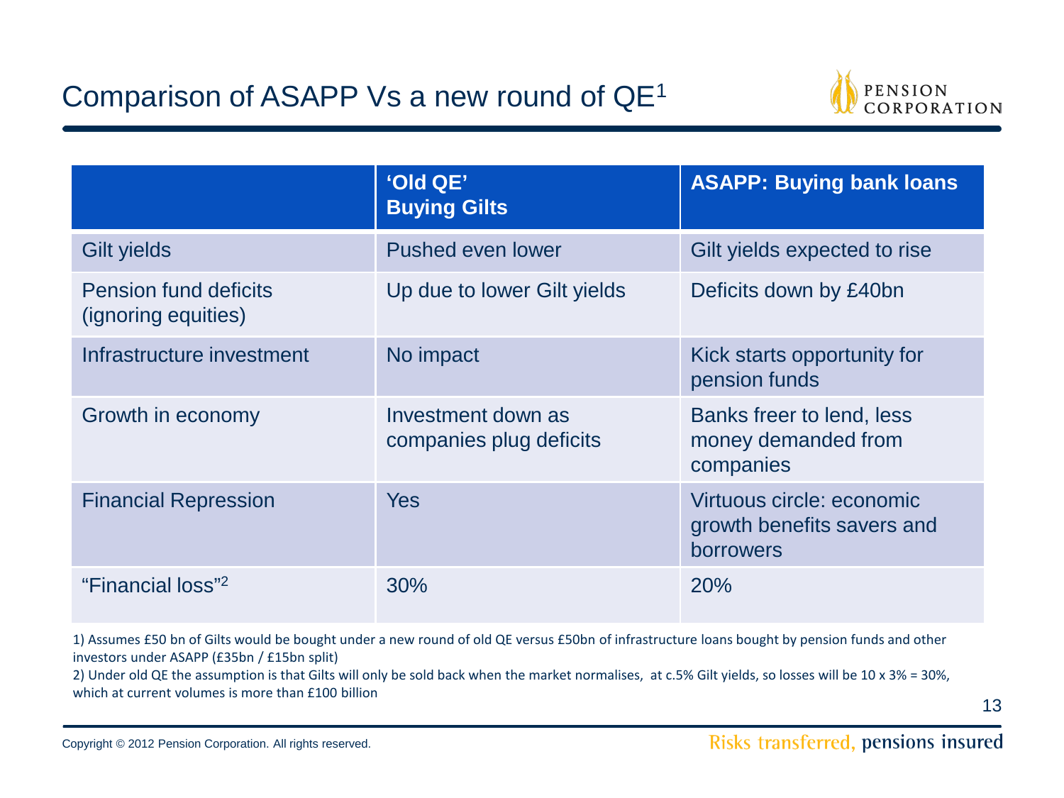# Comparison of ASAPP Vs a new round of QE[1]

| | 'Old QE' Buying Gilts | ASAPP: Buying bank loans |
|---|---|---|
| Gilt yields | Pushed even lower | Gilt yields expected to rise |
| Pension fund deficits (ignoring equities) | Up due to lower Gilt yields | Deficits down by £40bn |
| Infrastructure investment | No impact | Kick starts opportunity for pension funds |
| Growth in economy | Investment down as companies plug deficits | Banks freer to lend, less money demanded from companies |
| Financial Repression | Yes | Virtuous circle: economic growth benefits savers and borrowers |
| "Financial loss"[2] | 30% | 20% |

1) Assumes £50 bn of Gilts would be bought under a new round of old QE versus £50bn of infrastructure loans bought by pension funds and other investors under ASAPP (£35bn / £15bn split)

2) Under old QE the assumption is that Gilts will only be sold back when the market normalises, at c.5% Gilt yields, so losses will be 10 x 3% = 30%, which at current volumes is more than £100 billion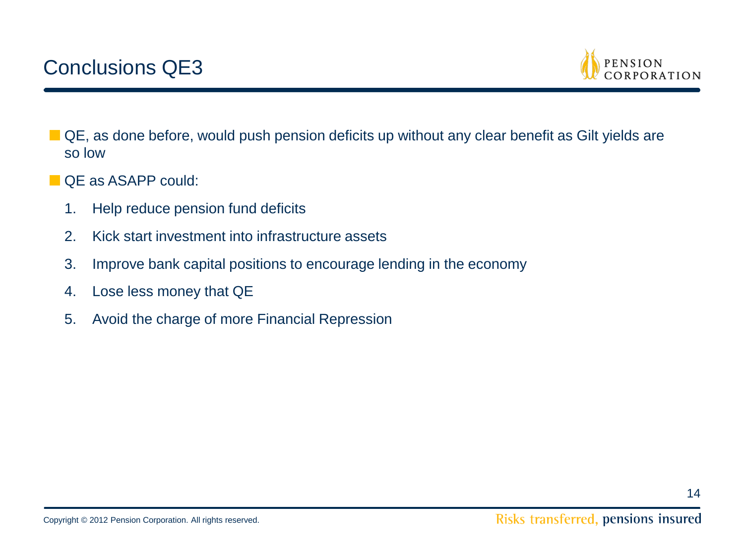# Conclusions QE3

- QE, as done before, would push pension deficits up without any clear benefit as Gilt yields are so low
- QE as ASAPP could:
  1. Help reduce pension fund deficits
  2. Kick start investment into infrastructure assets
  3. Improve bank capital positions to encourage lending in the economy
  4. Lose less money that QE
  5. Avoid the charge of more Financial Repression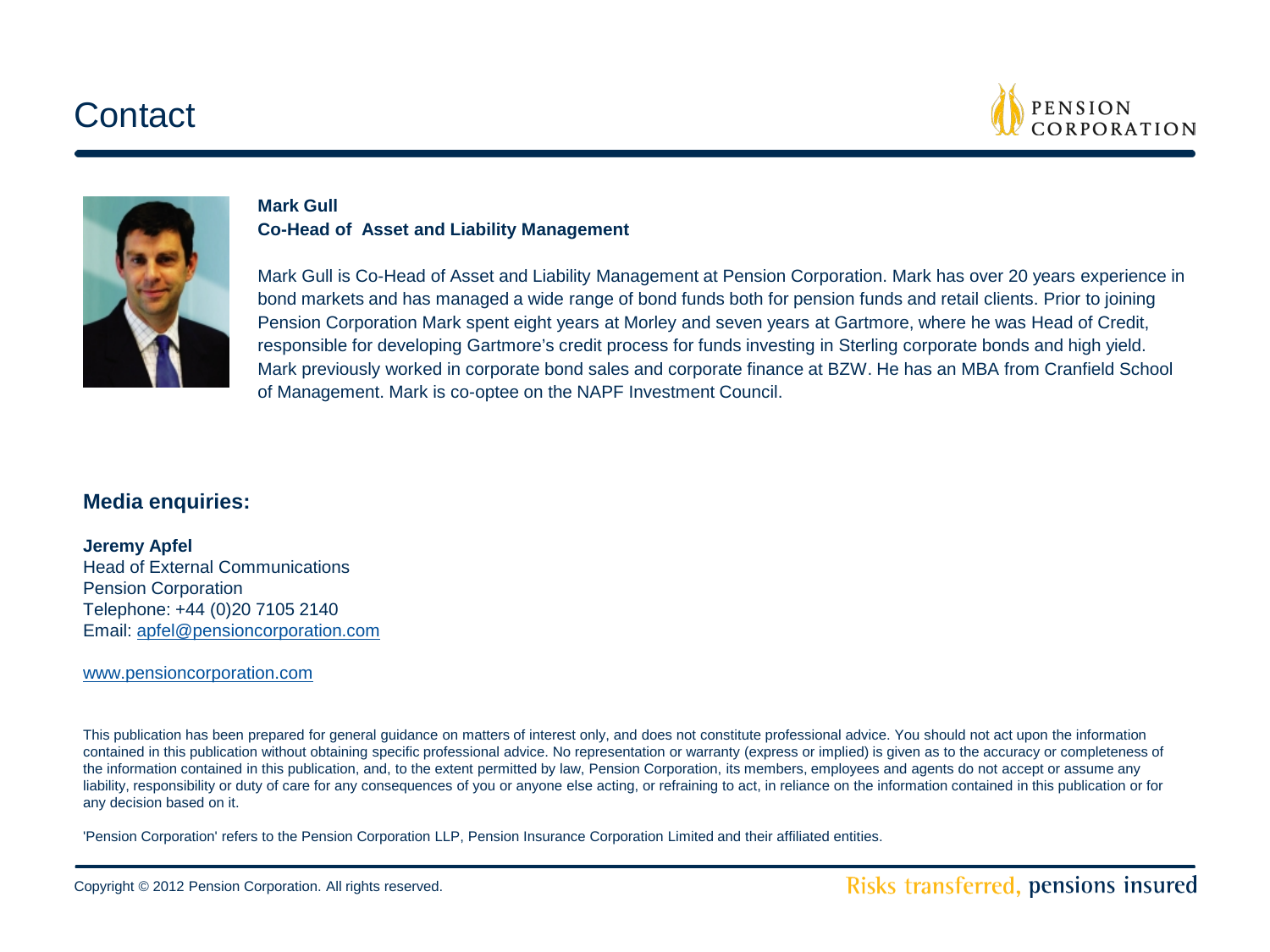# Contact

**Mark Gull**
**Co-Head of Asset and Liability Management**

Mark Gull is Co-Head of Asset and Liability Management at Pension Corporation. Mark has over 20 years experience in bond markets and has managed a wide range of bond funds both for pension funds and retail clients. Prior to joining Pension Corporation Mark spent eight years at Morley and seven years at Gartmore, where he was Head of Credit, responsible for developing Gartmore's credit process for funds investing in Sterling corporate bonds and high yield. Mark previously worked in corporate bond sales and corporate finance at BZW. He has an MBA from Cranfield School of Management. Mark is co-optee on the NAPF Investment Council.

## Media enquiries:

**Jeremy Apfel**
Head of External Communications
Pension Corporation
Telephone: +44 (0)20 7105 2140
Email: apfel@pensioncorporation.com

www.pensioncorporation.com

This publication has been prepared for general guidance on matters of interest only, and does not constitute professional advice. You should not act upon the information contained in this publication without obtaining specific professional advice. No representation or warranty (express or implied) is given as to the accuracy or completeness of the information contained in this publication, and, to the extent permitted by law, Pension Corporation, its members, employees and agents do not accept or assume any liability, responsibility or duty of care for any consequences of you or anyone else acting, or refraining to act, in reliance on the information contained in this publication or for any decision based on it.

'Pension Corporation' refers to the Pension Corporation LLP, Pension Insurance Corporation Limited and their affiliated entities.

Copyright © 2012 Pension Corporation. All rights reserved.

Risks transferred, pensions insured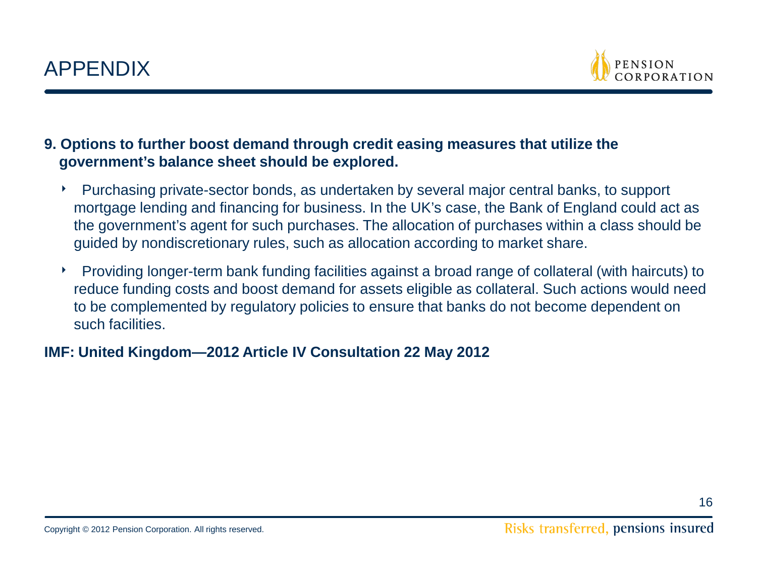# APPENDIX

**9. Options to further boost demand through credit easing measures that utilize the government's balance sheet should be explored.**

- Purchasing private-sector bonds, as undertaken by several major central banks, to support mortgage lending and financing for business. In the UK's case, the Bank of England could act as the government's agent for such purchases. The allocation of purchases within a class should be guided by nondiscretionary rules, such as allocation according to market share.
- Providing longer-term bank funding facilities against a broad range of collateral (with haircuts) to reduce funding costs and boost demand for assets eligible as collateral. Such actions would need to be complemented by regulatory policies to ensure that banks do not become dependent on such facilities.

**IMF: United Kingdom—2012 Article IV Consultation 22 May 2012**